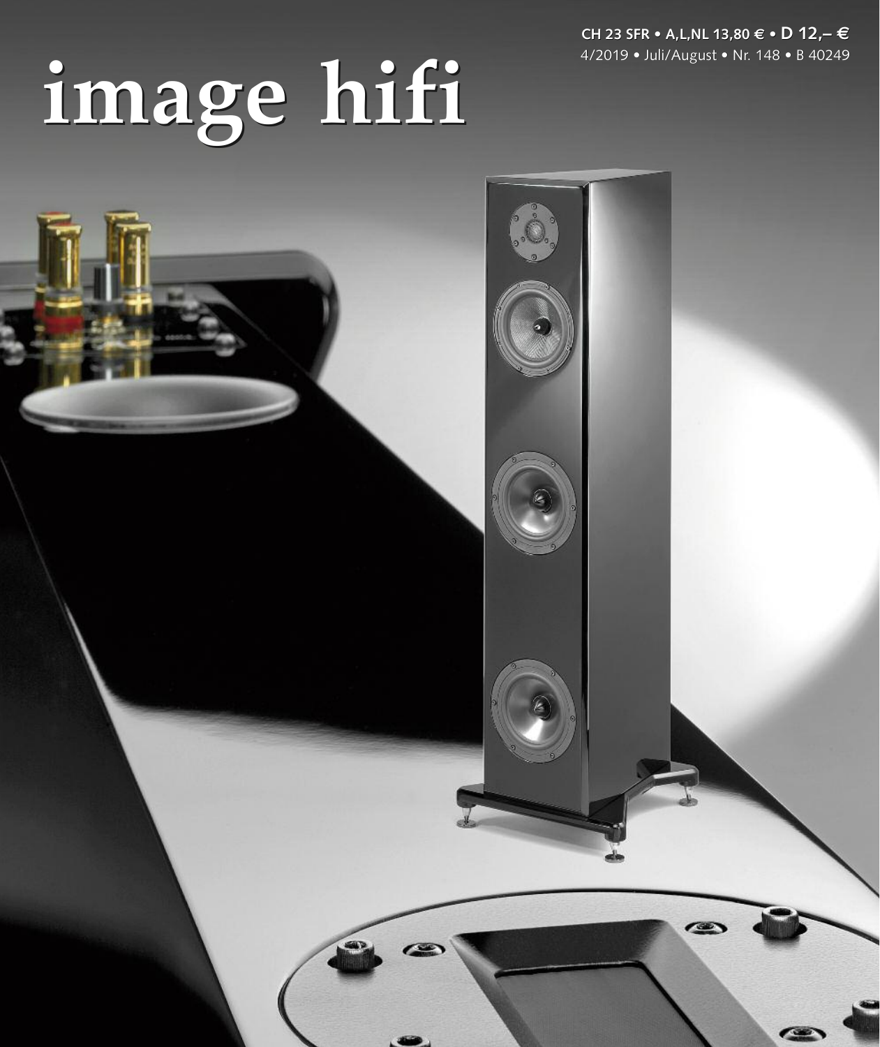CH 23 SFR • A,L,NL 13,80 € • D 12,– €

4/2019 • Juli/August • Nr. 148 • B 40249

# image hifi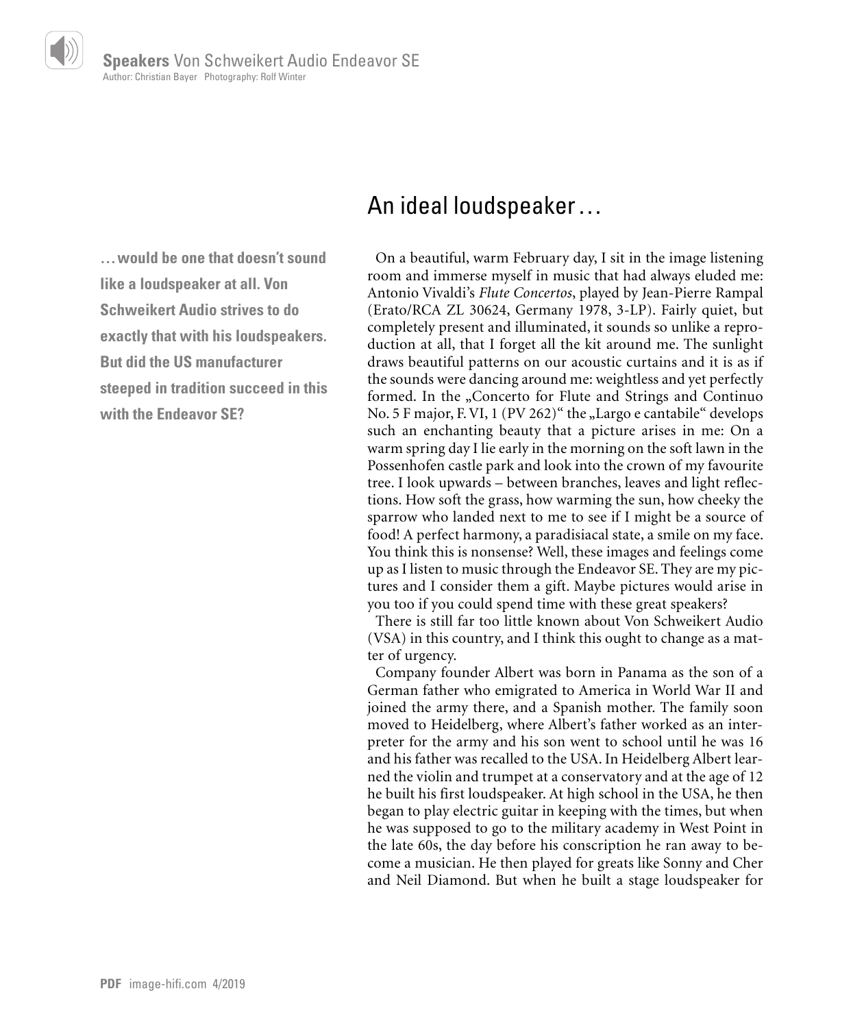## An ideal loudspeaker …

**… would be one that doesn't sound like a loudspeaker at all. Von Schweikert Audio strives to do exactly that with his loudspeakers. But did the US manufacturer steeped in tradition succeed in this with the Endeavor SE?**

On a beautiful, warm February day, I sit in the image listening room and immerse myself in music that had always eluded me: Antonio Vivaldi's *Flute Concertos*, played by Jean-Pierre Rampal (Erato/RCA ZL 30624, Germany 1978, 3-LP). Fairly quiet, but completely present and illuminated, it sounds so unlike a reproduction at all, that I forget all the kit around me. The sunlight draws beautiful patterns on our acoustic curtains and it is as if the sounds were dancing around me: weightless and yet perfectly formed. In the „Concerto for Flute and Strings and Continuo No. 5 F major, F. VI, 1 (PV 262)" the „Largo e cantabile" develops such an enchanting beauty that a picture arises in me: On a warm spring day I lie early in the morning on the soft lawn in the Possenhofen castle park and look into the crown of my favourite tree. I look upwards – between branches, leaves and light reflections. How soft the grass, how warming the sun, how cheeky the sparrow who landed next to me to see if I might be a source of food! A perfect harmony, a paradisiacal state, a smile on my face. You think this is nonsense? Well, these images and feelings come up as I listen to music through the Endeavor SE. They are my pictures and I consider them a gift. Maybe pictures would arise in you too if you could spend time with these great speakers?

There is still far too little known about Von Schweikert Audio (VSA) in this country, and I think this ought to change as a matter of urgency.

Company founder Albert was born in Panama as the son of a German father who emigrated to America in World War II and joined the army there, and a Spanish mother. The family soon moved to Heidelberg, where Albert's father worked as an interpreter for the army and his son went to school until he was 16 and his father was recalled to the USA. In Heidelberg Albert learned the violin and trumpet at a conservatory and at the age of 12 he built his first loudspeaker. At high school in the USA, he then began to play electric guitar in keeping with the times, but when he was supposed to go to the military academy in West Point in the late 60s, the day before his conscription he ran away to become a musician. He then played for greats like Sonny and Cher and Neil Diamond. But when he built a stage loudspeaker for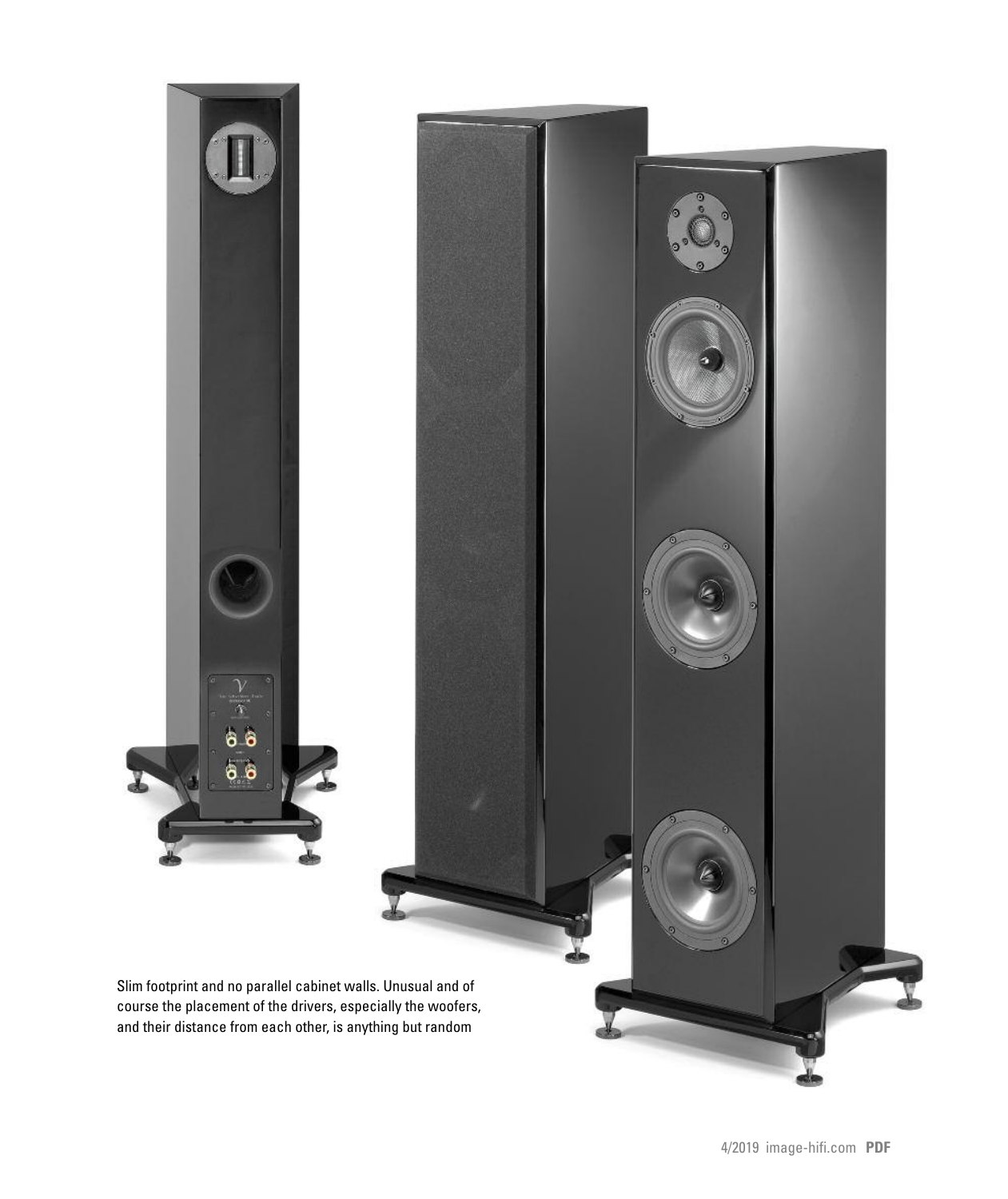Slim footprint and no parallel cabinet walls. Unusual and of course the placement of the drivers, especially the woofers, and their distance from each other, is anything but random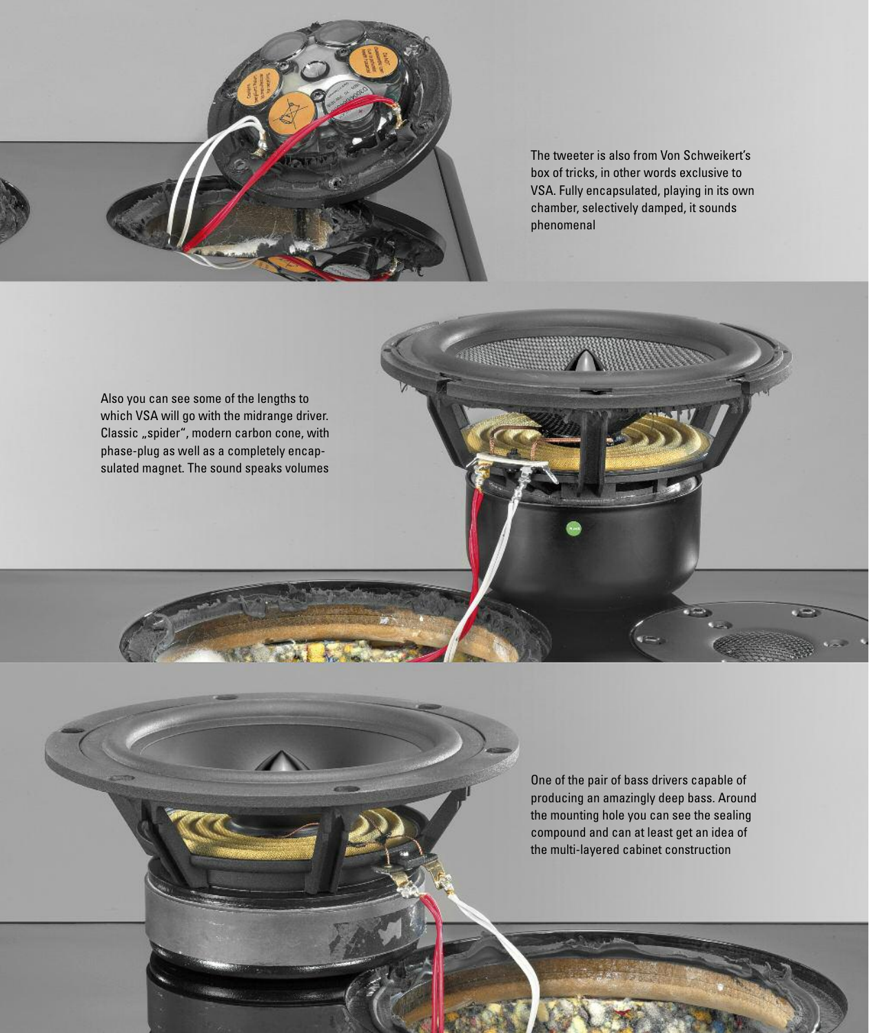The tweeter is also from Von Schweikert's box of tricks, in other words exclusive to VSA. Fully encapsulated, playing in its own chamber, selectively damped, it sounds phenomenal

Also you can see some of the lengths to which VSA will go with the midrange driver. Classic „spider", modern carbon cone, with phase-plug as well as a completely encapsulated magnet. The sound speaks volumes

One of the pair of bass drivers capable of producing an amazingly deep bass. Around the mounting hole you can see the sealing compound and can at least get an idea of the multi-layered cabinet construction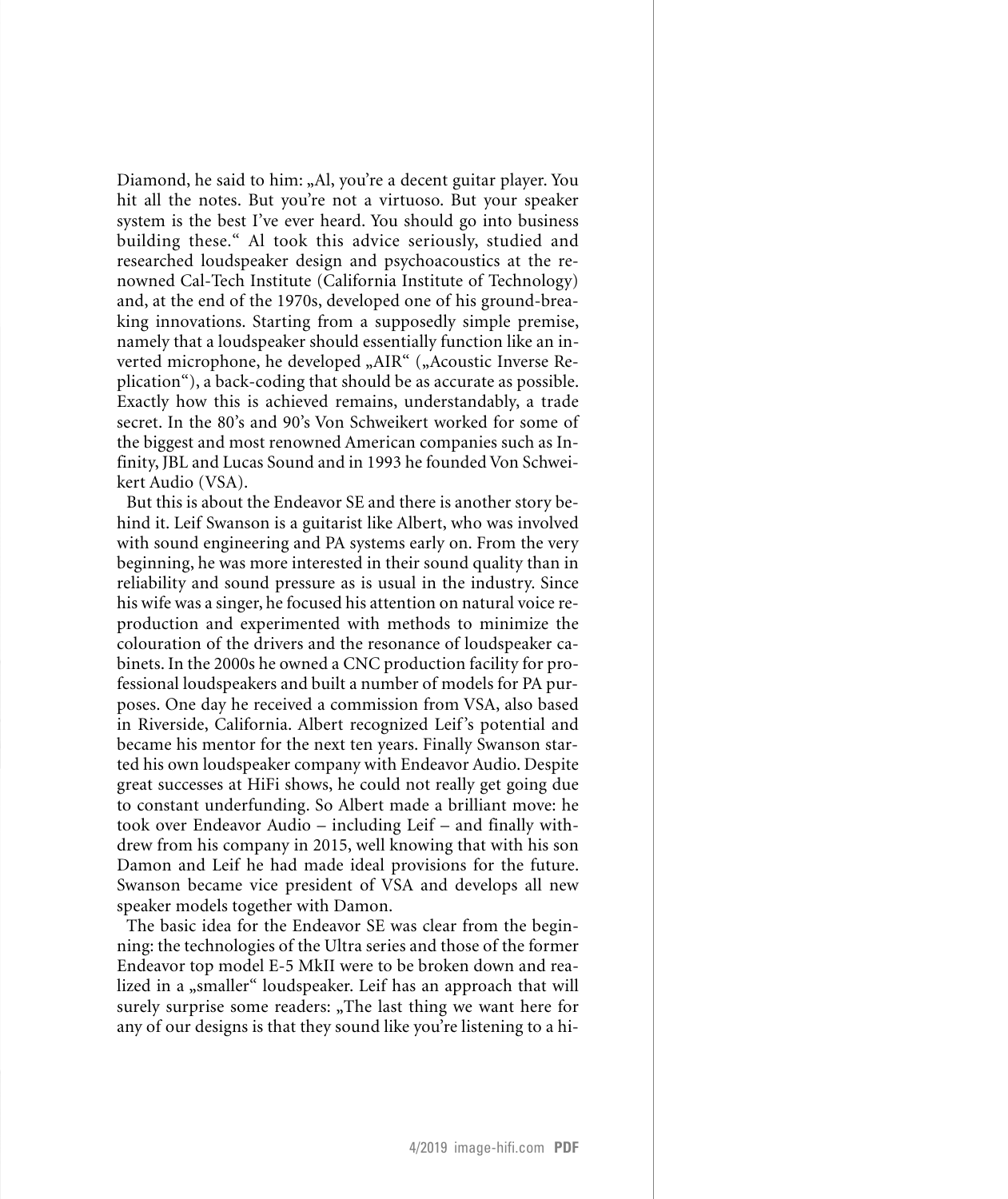Diamond, he said to him: „Al, you're a decent guitar player. You hit all the notes. But you're not a virtuoso. But your speaker system is the best I've ever heard. You should go into business building these." Al took this advice seriously, studied and researched loudspeaker design and psychoacoustics at the renowned Cal-Tech Institute (California Institute of Technology) and, at the end of the 1970s, developed one of his ground-breaking innovations. Starting from a supposedly simple premise, namely that a loudspeaker should essentially function like an inverted microphone, he developed „AIR" („Acoustic Inverse Replication"), a back-coding that should be as accurate as possible. Exactly how this is achieved remains, understandably, a trade secret. In the 80's and 90's Von Schweikert worked for some of the biggest and most renowned American companies such as Infinity, JBL and Lucas Sound and in 1993 he founded Von Schweikert Audio (VSA).

But this is about the Endeavor SE and there is another story behind it. Leif Swanson is a guitarist like Albert, who was involved with sound engineering and PA systems early on. From the very beginning, he was more interested in their sound quality than in reliability and sound pressure as is usual in the industry. Since his wife was a singer, he focused his attention on natural voice reproduction and experimented with methods to minimize the colouration of the drivers and the resonance of loudspeaker cabinets. In the 2000s he owned a CNC production facility for professional loudspeakers and built a number of models for PA purposes. One day he received a commission from VSA, also based in Riverside, California. Albert recognized Leif's potential and became his mentor for the next ten years. Finally Swanson started his own loudspeaker company with Endeavor Audio. Despite great successes at HiFi shows, he could not really get going due to constant underfunding. So Albert made a brilliant move: he took over Endeavor Audio – including Leif – and finally withdrew from his company in 2015, well knowing that with his son Damon and Leif he had made ideal provisions for the future. Swanson became vice president of VSA and develops all new speaker models together with Damon.

The basic idea for the Endeavor SE was clear from the beginning: the technologies of the Ultra series and those of the former Endeavor top model E-5 MkII were to be broken down and realized in a „smaller" loudspeaker. Leif has an approach that will surely surprise some readers: „The last thing we want here for any of our designs is that they sound like you're listening to a hi-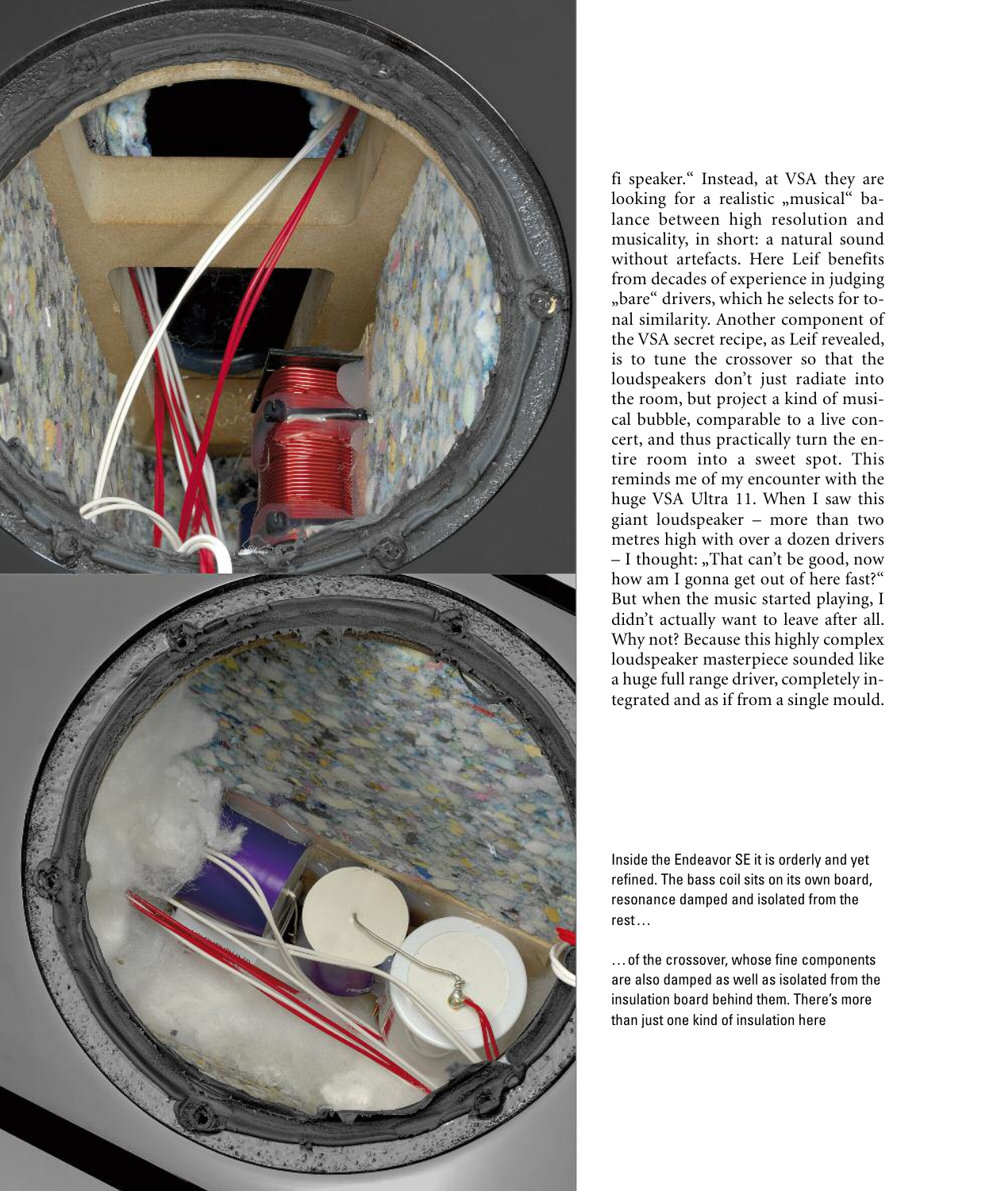fi speaker.“ Instead, at VSA they are looking for a realistic „musical“ balance between high resolution and musicality, in short: a natural sound without artefacts. Here Leif benefits from decades of experience in judging „bare“ drivers, which he selects for tonal similarity. Another component of the VSA secret recipe, as Leif revealed, is to tune the crossover so that the loudspeakers don't just radiate into the room, but project a kind of musical bubble, comparable to a live concert, and thus practically turn the entire room into a sweet spot. This reminds me of my encounter with the huge VSA Ultra 11. When I saw this giant loudspeaker – more than two metres high with over a dozen drivers – I thought: „That can't be good, now how am I gonna get out of here fast?“ But when the music started playing, I didn't actually want to leave after all. Why not? Because this highly complex loudspeaker masterpiece sounded like a huge full range driver, completely integrated and as if from a single mould.

Inside the Endeavor SE it is orderly and yet refined. The bass coil sits on its own board, resonance damped and isolated from the rest…

…of the crossover, whose fine components are also damped as well as isolated from the insulation board behind them. There's more than just one kind of insulation here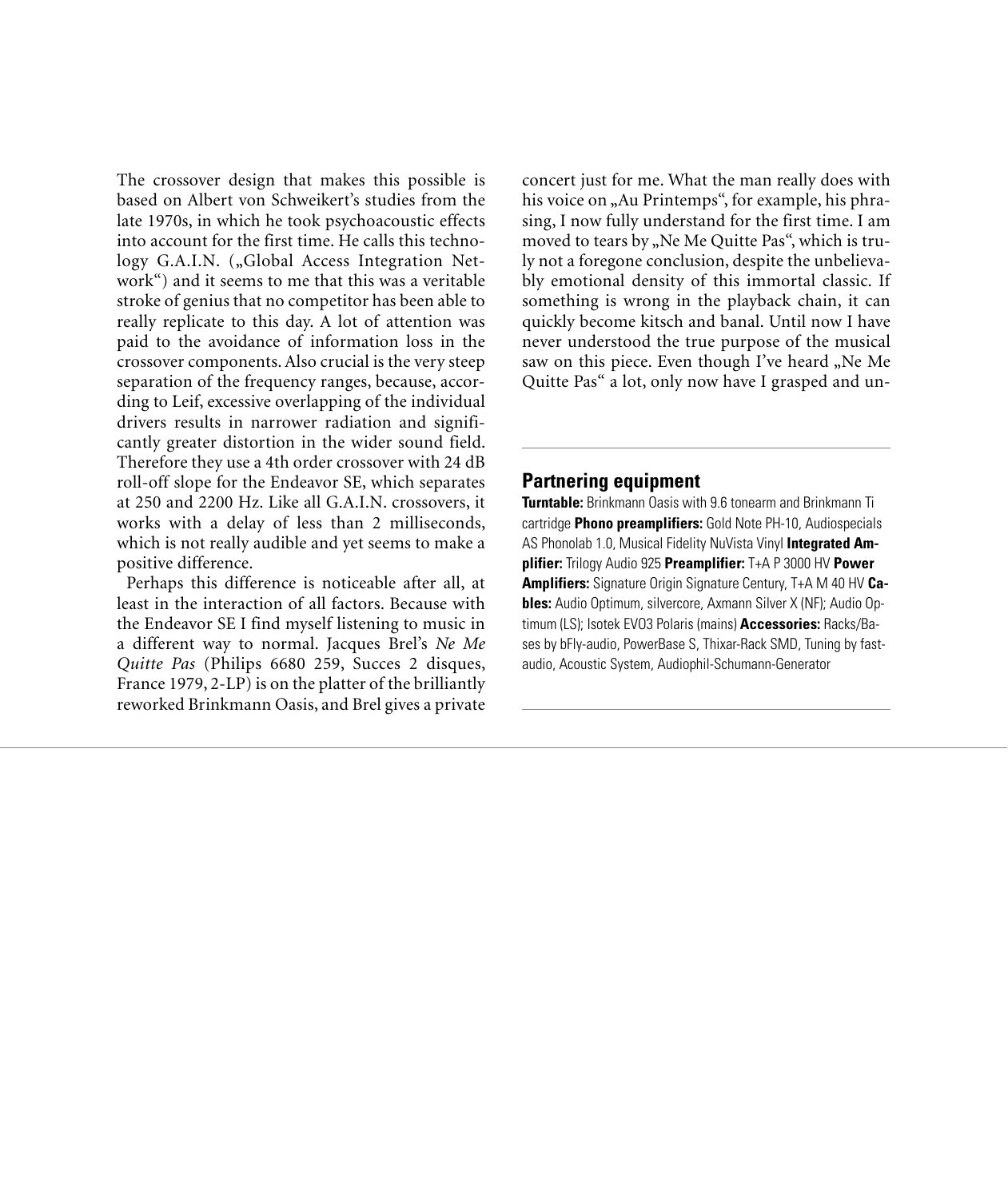The crossover design that makes this possible is based on Albert von Schweikert's studies from the late 1970s, in which he took psychoacoustic effects into account for the first time. He calls this technology G.A.I.N. („Global Access Integration Network") and it seems to me that this was a veritable stroke of genius that no competitor has been able to really replicate to this day. A lot of attention was paid to the avoidance of information loss in the crossover components. Also crucial is the very steep separation of the frequency ranges, because, according to Leif, excessive overlapping of the individual drivers results in narrower radiation and significantly greater distortion in the wider sound field. Therefore they use a 4th order crossover with 24 dB roll-off slope for the Endeavor SE, which separates at 250 and 2200 Hz. Like all G.A.I.N. crossovers, it works with a delay of less than 2 milliseconds, which is not really audible and yet seems to make a positive difference.

Perhaps this difference is noticeable after all, at least in the interaction of all factors. Because with the Endeavor SE I find myself listening to music in a different way to normal. Jacques Brel's *Ne Me Quitte Pas* (Philips 6680 259, Succes 2 disques, France 1979, 2-LP) is on the platter of the brilliantly reworked Brinkmann Oasis, and Brel gives a private concert just for me. What the man really does with his voice on „Au Printemps", for example, his phrasing, I now fully understand for the first time. I am moved to tears by „Ne Me Quitte Pas", which is truly not a foregone conclusion, despite the unbelievably emotional density of this immortal classic. If something is wrong in the playback chain, it can quickly become kitsch and banal. Until now I have never understood the true purpose of the musical saw on this piece. Even though I've heard „Ne Me Quitte Pas" a lot, only now have I grasped and un-

## Partnering equipment

**Turntable:** Brinkmann Oasis with 9.6 tonearm and Brinkmann Ti cartridge **Phono preamplifiers:** Gold Note PH-10, Audiospecials AS Phonolab 1.0, Musical Fidelity NuVista Vinyl **Integrated Amplifier:** Trilogy Audio 925 **Preamplifier:** T+A P 3000 HV **Power Amplifiers:** Signature Origin Signature Century, T+A M 40 HV **Cables:** Audio Optimum, silvercore, Axmann Silver X (NF); Audio Optimum (LS); Isotek EVO3 Polaris (mains) **Accessories:** Racks/Bases by bFly-audio, PowerBase S, Thixar-Rack SMD, Tuning by fast-audio, Acoustic System, Audiophil-Schumann-Generator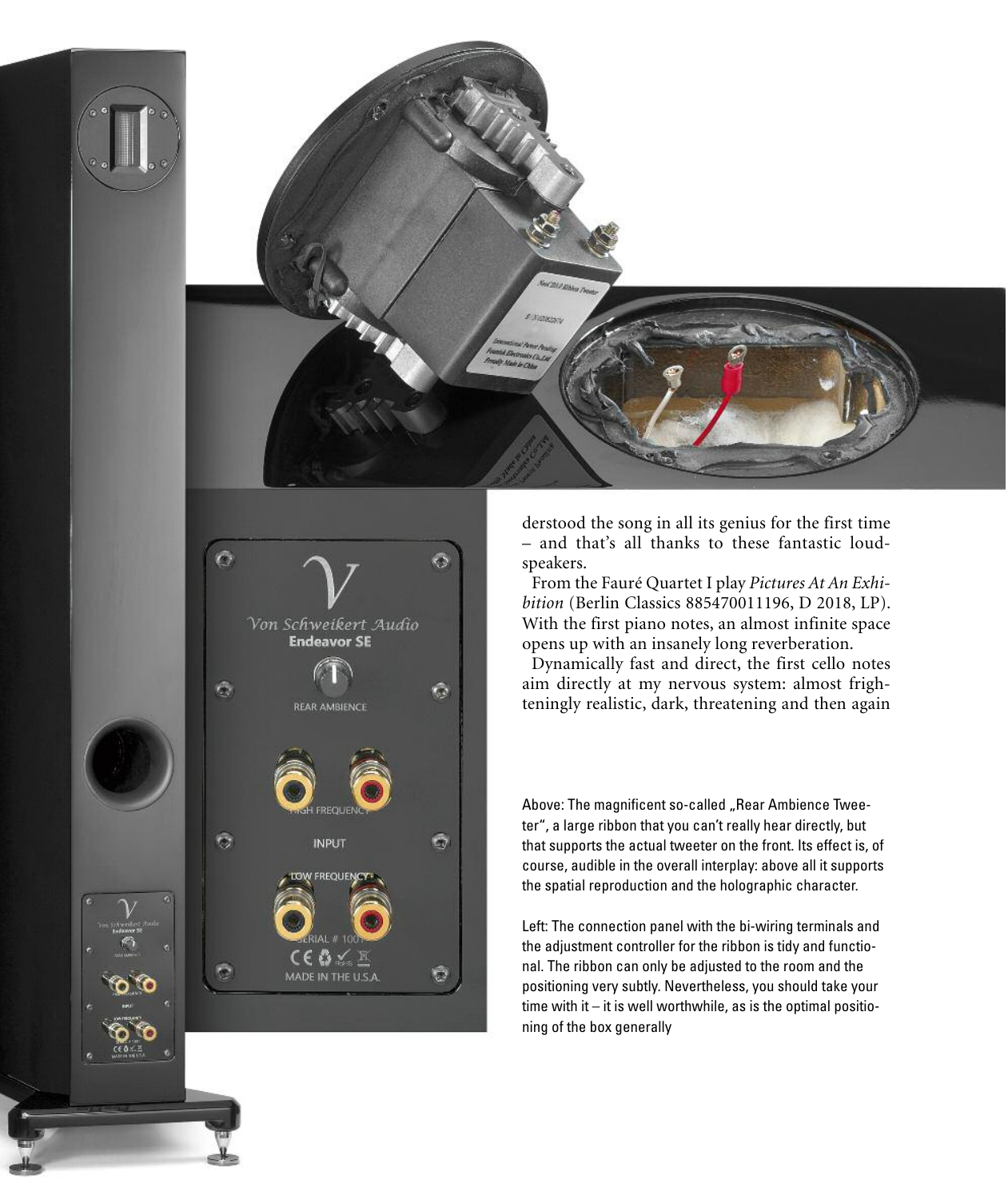derstood the song in all its genius for the first time – and that's all thanks to these fantastic loudspeakers.

From the Fauré Quartet I play *Pictures At An Exhibition* (Berlin Classics 885470011196, D 2018, LP). With the first piano notes, an almost infinite space opens up with an insanely long reverberation.

Dynamically fast and direct, the first cello notes aim directly at my nervous system: almost frighteningly realistic, dark, threatening and then again

Above: The magnificent so-called „Rear Ambience Tweeter", a large ribbon that you can't really hear directly, but that supports the actual tweeter on the front. Its effect is, of course, audible in the overall interplay: above all it supports the spatial reproduction and the holographic character.

Left: The connection panel with the bi-wiring terminals and the adjustment controller for the ribbon is tidy and functional. The ribbon can only be adjusted to the room and the positioning very subtly. Nevertheless, you should take your time with it – it is well worthwhile, as is the optimal positioning of the box generally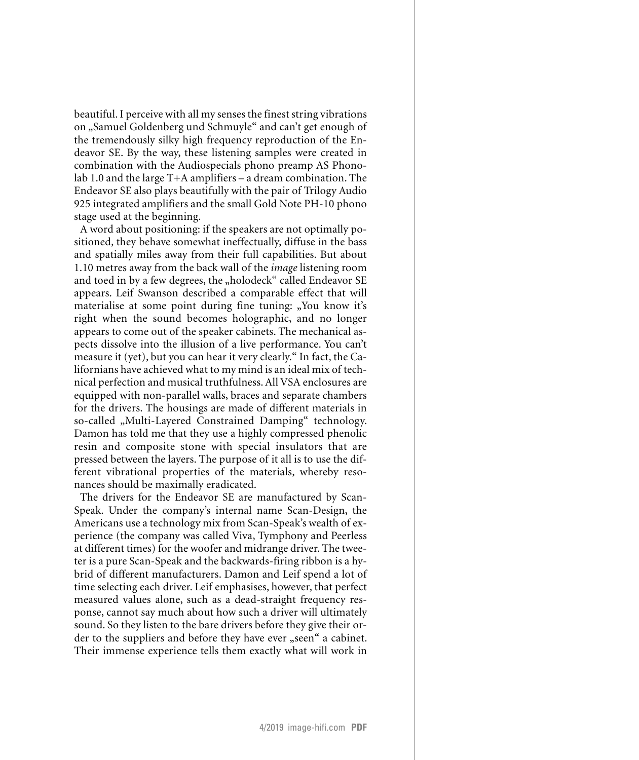beautiful. I perceive with all my senses the finest string vibrations on „Samuel Goldenberg und Schmuyle" and can't get enough of the tremendously silky high frequency reproduction of the Endeavor SE. By the way, these listening samples were created in combination with the Audiospecials phono preamp AS Phonolab 1.0 and the large T+A amplifiers – a dream combination. The Endeavor SE also plays beautifully with the pair of Trilogy Audio 925 integrated amplifiers and the small Gold Note PH-10 phono stage used at the beginning.

A word about positioning: if the speakers are not optimally positioned, they behave somewhat ineffectually, diffuse in the bass and spatially miles away from their full capabilities. But about 1.10 metres away from the back wall of the *image* listening room and toed in by a few degrees, the „holodeck" called Endeavor SE appears. Leif Swanson described a comparable effect that will materialise at some point during fine tuning: „You know it's right when the sound becomes holographic, and no longer appears to come out of the speaker cabinets. The mechanical aspects dissolve into the illusion of a live performance. You can't measure it (yet), but you can hear it very clearly." In fact, the Californians have achieved what to my mind is an ideal mix of technical perfection and musical truthfulness. All VSA enclosures are equipped with non-parallel walls, braces and separate chambers for the drivers. The housings are made of different materials in so-called „Multi-Layered Constrained Damping" technology. Damon has told me that they use a highly compressed phenolic resin and composite stone with special insulators that are pressed between the layers. The purpose of it all is to use the different vibrational properties of the materials, whereby resonances should be maximally eradicated.

The drivers for the Endeavor SE are manufactured by Scan-Speak. Under the company's internal name Scan-Design, the Americans use a technology mix from Scan-Speak's wealth of experience (the company was called Viva, Tymphony and Peerless at different times) for the woofer and midrange driver. The tweeter is a pure Scan-Speak and the backwards-firing ribbon is a hybrid of different manufacturers. Damon and Leif spend a lot of time selecting each driver. Leif emphasises, however, that perfect measured values alone, such as a dead-straight frequency response, cannot say much about how such a driver will ultimately sound. So they listen to the bare drivers before they give their order to the suppliers and before they have ever „seen" a cabinet. Their immense experience tells them exactly what will work in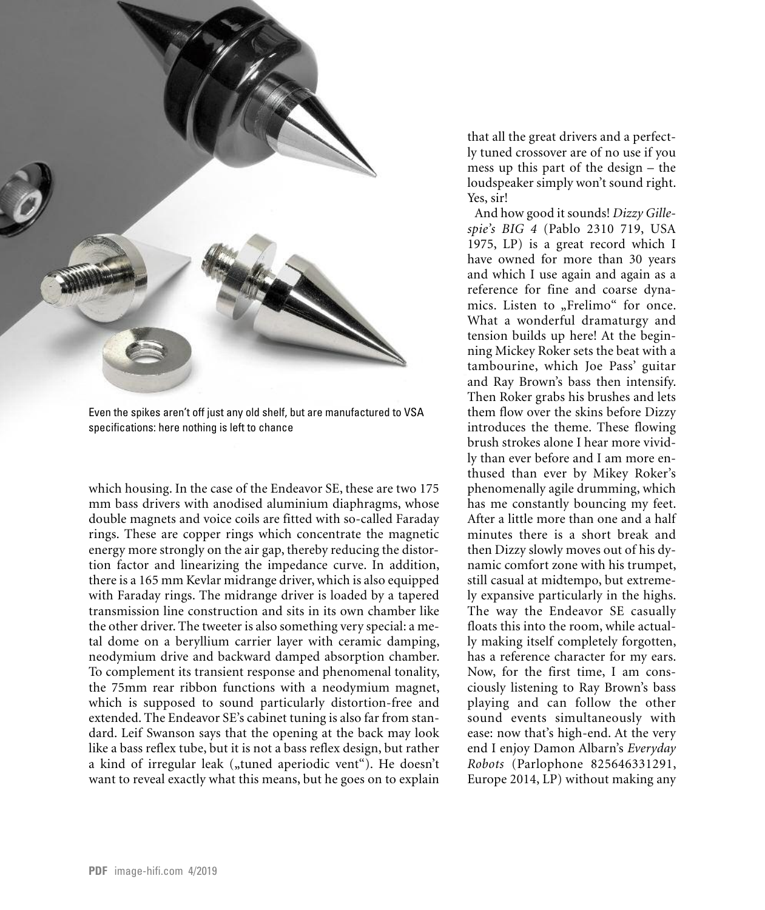Even the spikes aren't off just any old shelf, but are manufactured to VSA specifications: here nothing is left to chance

which housing. In the case of the Endeavor SE, these are two 175 mm bass drivers with anodised aluminium diaphragms, whose double magnets and voice coils are fitted with so-called Faraday rings. These are copper rings which concentrate the magnetic energy more strongly on the air gap, thereby reducing the distortion factor and linearizing the impedance curve. In addition, there is a 165 mm Kevlar midrange driver, which is also equipped with Faraday rings. The midrange driver is loaded by a tapered transmission line construction and sits in its own chamber like the other driver. The tweeter is also something very special: a metal dome on a beryllium carrier layer with ceramic damping, neodymium drive and backward damped absorption chamber. To complement its transient response and phenomenal tonality, the 75mm rear ribbon functions with a neodymium magnet, which is supposed to sound particularly distortion-free and extended. The Endeavor SE's cabinet tuning is also far from standard. Leif Swanson says that the opening at the back may look like a bass reflex tube, but it is not a bass reflex design, but rather a kind of irregular leak („tuned aperiodic vent"). He doesn't want to reveal exactly what this means, but he goes on to explain that all the great drivers and a perfectly tuned crossover are of no use if you mess up this part of the design – the loudspeaker simply won't sound right. Yes, sir!

And how good it sounds! *Dizzy Gillespie's BIG 4* (Pablo 2310 719, USA 1975, LP) is a great record which I have owned for more than 30 years and which I use again and again as a reference for fine and coarse dynamics. Listen to „Frelimo" for once. What a wonderful dramaturgy and tension builds up here! At the beginning Mickey Roker sets the beat with a tambourine, which Joe Pass' guitar and Ray Brown's bass then intensify. Then Roker grabs his brushes and lets them flow over the skins before Dizzy introduces the theme. These flowing brush strokes alone I hear more vividly than ever before and I am more enthused than ever by Mikey Roker's phenomenally agile drumming, which has me constantly bouncing my feet. After a little more than one and a half minutes there is a short break and then Dizzy slowly moves out of his dynamic comfort zone with his trumpet, still casual at midtempo, but extremely expansive particularly in the highs. The way the Endeavor SE casually floats this into the room, while actually making itself completely forgotten, has a reference character for my ears. Now, for the first time, I am consciously listening to Ray Brown's bass playing and can follow the other sound events simultaneously with ease: now that's high-end. At the very end I enjoy Damon Albarn's *Everyday Robots* (Parlophone 825646331291, Europe 2014, LP) without making any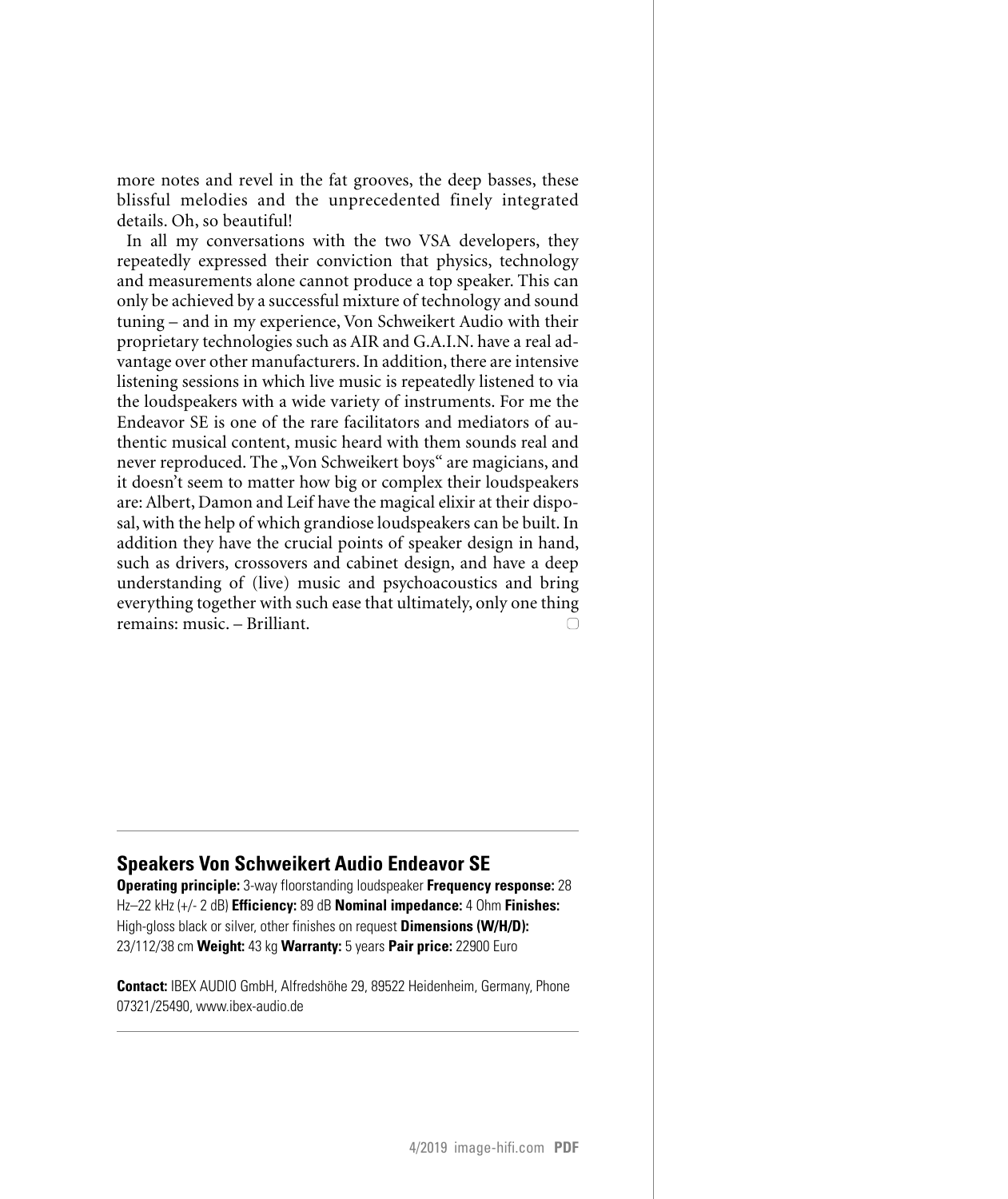more notes and revel in the fat grooves, the deep basses, these blissful melodies and the unprecedented finely integrated details. Oh, so beautiful!

In all my conversations with the two VSA developers, they repeatedly expressed their conviction that physics, technology and measurements alone cannot produce a top speaker. This can only be achieved by a successful mixture of technology and sound tuning – and in my experience, Von Schweikert Audio with their proprietary technologies such as AIR and G.A.I.N. have a real advantage over other manufacturers. In addition, there are intensive listening sessions in which live music is repeatedly listened to via the loudspeakers with a wide variety of instruments. For me the Endeavor SE is one of the rare facilitators and mediators of authentic musical content, music heard with them sounds real and never reproduced. The „Von Schweikert boys" are magicians, and it doesn't seem to matter how big or complex their loudspeakers are: Albert, Damon and Leif have the magical elixir at their disposal, with the help of which grandiose loudspeakers can be built. In addition they have the crucial points of speaker design in hand, such as drivers, crossovers and cabinet design, and have a deep understanding of (live) music and psychoacoustics and bring everything together with such ease that ultimately, only one thing remains: music. – Brilliant.

### Speakers Von Schweikert Audio Endeavor SE

**Operating principle:** 3-way floorstanding loudspeaker **Frequency response:** 28 Hz–22 kHz (+/- 2 dB) **Efficiency:** 89 dB **Nominal impedance:** 4 Ohm **Finishes:** High-gloss black or silver, other finishes on request **Dimensions (W/H/D):** 23/112/38 cm **Weight:** 43 kg **Warranty:** 5 years **Pair price:** 22900 Euro

**Contact:** IBEX AUDIO GmbH, Alfredshöhe 29, 89522 Heidenheim, Germany, Phone 07321/25490, www.ibex-audio.de